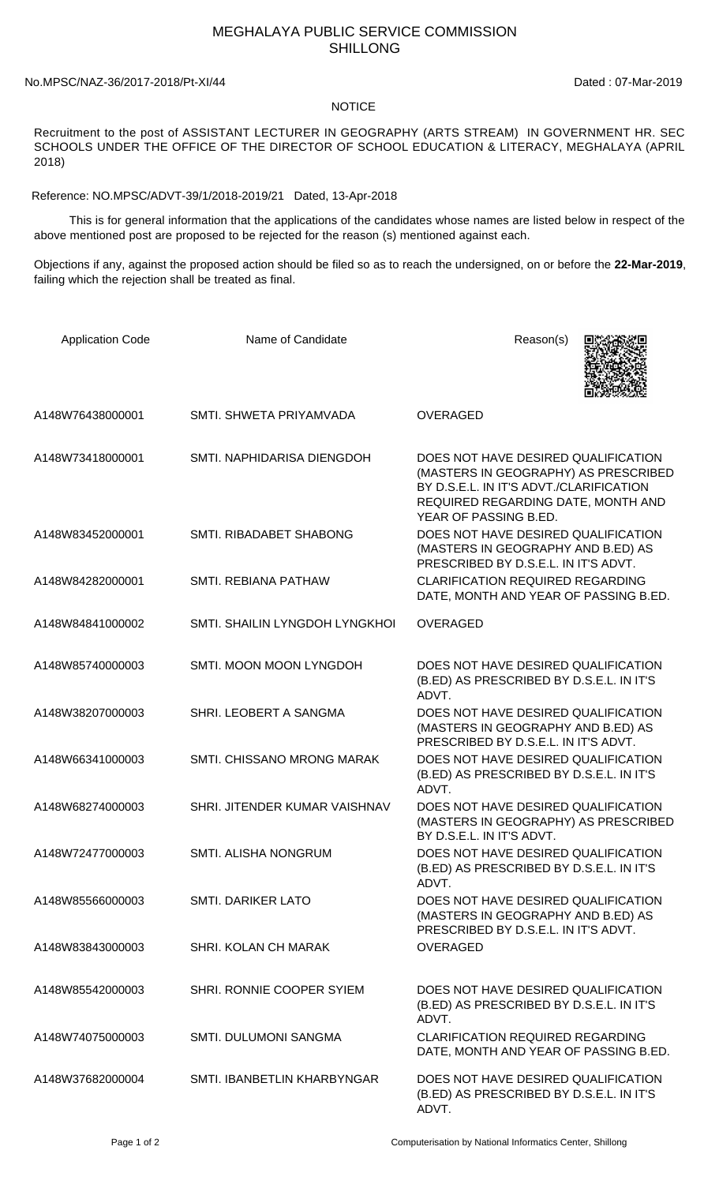# MEGHALAYA PUBLIC SERVICE COMMISSION
## SHILLONG

No.MPSC/NAZ-36/2017-2018/Pt-XI/44 Dated : 07-Mar-2019

NOTICE

Recruitment to the post of ASSISTANT LECTURER IN GEOGRAPHY (ARTS STREAM) IN GOVERNMENT HR. SEC SCHOOLS UNDER THE OFFICE OF THE DIRECTOR OF SCHOOL EDUCATION & LITERACY, MEGHALAYA (APRIL 2018)

Reference: NO.MPSC/ADVT-39/1/2018-2019/21 Dated, 13-Apr-2018

This is for general information that the applications of the candidates whose names are listed below in respect of the above mentioned post are proposed to be rejected for the reason (s) mentioned against each.

Objections if any, against the proposed action should be filed so as to reach the undersigned, on or before the **22-Mar-2019**, failing which the rejection shall be treated as final.

| Application Code | Name of Candidate | Reason(s) |
|---|---|---|
| A148W76438000001 | SMTI. SHWETA PRIYAMVADA | OVERAGED |
| A148W73418000001 | SMTI. NAPHIDARISA DIENGDOH | DOES NOT HAVE DESIRED QUALIFICATION (MASTERS IN GEOGRAPHY) AS PRESCRIBED BY D.S.E.L. IN IT'S ADVT./CLARIFICATION REQUIRED REGARDING DATE, MONTH AND YEAR OF PASSING B.ED. |
| A148W83452000001 | SMTI. RIBADABET SHABONG | DOES NOT HAVE DESIRED QUALIFICATION (MASTERS IN GEOGRAPHY AND B.ED) AS PRESCRIBED BY D.S.E.L. IN IT'S ADVT. |
| A148W84282000001 | SMTI. REBIANA PATHAW | CLARIFICATION REQUIRED REGARDING DATE, MONTH AND YEAR OF PASSING B.ED. |
| A148W84841000002 | SMTI. SHAILIN LYNGDOH LYNGKHOI | OVERAGED |
| A148W85740000003 | SMTI. MOON MOON LYNGDOH | DOES NOT HAVE DESIRED QUALIFICATION (B.ED) AS PRESCRIBED BY D.S.E.L. IN IT'S ADVT. |
| A148W38207000003 | SHRI. LEOBERT A SANGMA | DOES NOT HAVE DESIRED QUALIFICATION (MASTERS IN GEOGRAPHY AND B.ED) AS PRESCRIBED BY D.S.E.L. IN IT'S ADVT. |
| A148W66341000003 | SMTI. CHISSANO MRONG MARAK | DOES NOT HAVE DESIRED QUALIFICATION (B.ED) AS PRESCRIBED BY D.S.E.L. IN IT'S ADVT. |
| A148W68274000003 | SHRI. JITENDER KUMAR VAISHNAV | DOES NOT HAVE DESIRED QUALIFICATION (MASTERS IN GEOGRAPHY) AS PRESCRIBED BY D.S.E.L. IN IT'S ADVT. |
| A148W72477000003 | SMTI. ALISHA NONGRUM | DOES NOT HAVE DESIRED QUALIFICATION (B.ED) AS PRESCRIBED BY D.S.E.L. IN IT'S ADVT. |
| A148W85566000003 | SMTI. DARIKER LATO | DOES NOT HAVE DESIRED QUALIFICATION (MASTERS IN GEOGRAPHY AND B.ED) AS PRESCRIBED BY D.S.E.L. IN IT'S ADVT. |
| A148W83843000003 | SHRI. KOLAN CH MARAK | OVERAGED |
| A148W85542000003 | SHRI. RONNIE COOPER SYIEM | DOES NOT HAVE DESIRED QUALIFICATION (B.ED) AS PRESCRIBED BY D.S.E.L. IN IT'S ADVT. |
| A148W74075000003 | SMTI. DULUMONI SANGMA | CLARIFICATION REQUIRED REGARDING DATE, MONTH AND YEAR OF PASSING B.ED. |
| A148W37682000004 | SMTI. IBANBETLIN KHARBYNGAR | DOES NOT HAVE DESIRED QUALIFICATION (B.ED) AS PRESCRIBED BY D.S.E.L. IN IT'S ADVT. |

Computerisation by National Informatics Center, Shillong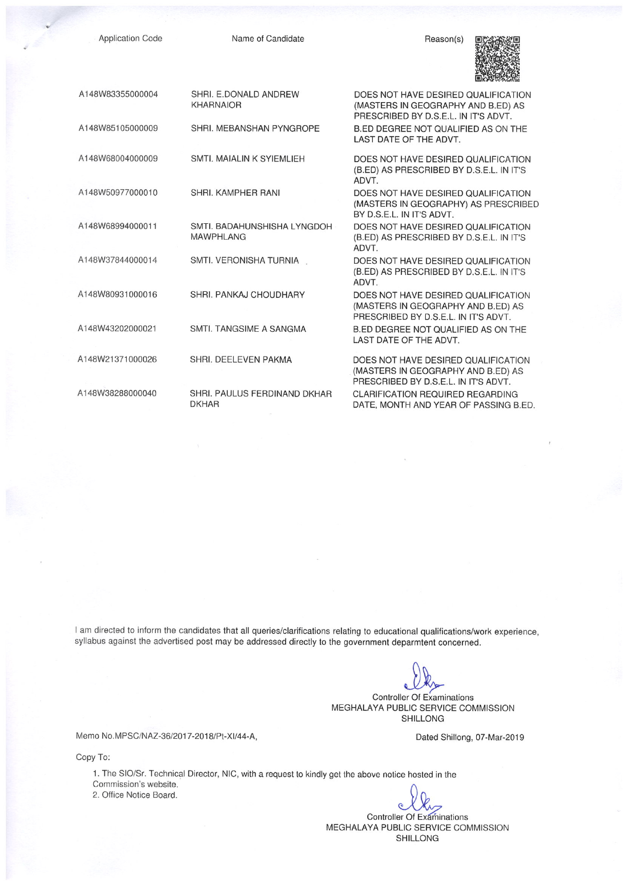| Application Code | Name of Candidate | Reason(s) |
| --- | --- | --- |
| A148W83355000004 | SHRI. E.DONALD ANDREW KHARNAIOR | DOES NOT HAVE DESIRED QUALIFICATION (MASTERS IN GEOGRAPHY AND B.ED) AS PRESCRIBED BY D.S.E.L. IN IT'S ADVT. |
| A148W85105000009 | SHRI. MEBANSHAN PYNGROPE | B.ED DEGREE NOT QUALIFIED AS ON THE LAST DATE OF THE ADVT. |
| A148W68004000009 | SMTI. MAIALIN K SYIEMLIEH | DOES NOT HAVE DESIRED QUALIFICATION (B.ED) AS PRESCRIBED BY D.S.E.L. IN IT'S ADVT. |
| A148W50977000010 | SHRI. KAMPHER RANI | DOES NOT HAVE DESIRED QUALIFICATION (MASTERS IN GEOGRAPHY) AS PRESCRIBED BY D.S.E.L. IN IT'S ADVT. |
| A148W68994000011 | SMTI. BADAHUNSHISHA LYNGDOH MAWPHLANG | DOES NOT HAVE DESIRED QUALIFICATION (B.ED) AS PRESCRIBED BY D.S.E.L. IN IT'S ADVT. |
| A148W37844000014 | SMTI. VERONISHA TURNIA | DOES NOT HAVE DESIRED QUALIFICATION (B.ED) AS PRESCRIBED BY D.S.E.L. IN IT'S ADVT. |
| A148W80931000016 | SHRI. PANKAJ CHOUDHARY | DOES NOT HAVE DESIRED QUALIFICATION (MASTERS IN GEOGRAPHY AND B.ED) AS PRESCRIBED BY D.S.E.L. IN IT'S ADVT. |
| A148W43202000021 | SMTI. TANGSIME A SANGMA | B.ED DEGREE NOT QUALIFIED AS ON THE LAST DATE OF THE ADVT. |
| A148W21371000026 | SHRI. DEELEVEN PAKMA | DOES NOT HAVE DESIRED QUALIFICATION (MASTERS IN GEOGRAPHY AND B.ED) AS PRESCRIBED BY D.S.E.L. IN IT'S ADVT. |
| A148W38288000040 | SHRI. PAULUS FERDINAND DKHAR DKHAR | CLARIFICATION REQUIRED REGARDING DATE, MONTH AND YEAR OF PASSING B.ED. |

I am directed to inform the candidates that all queries/clarifications relating to educational qualifications/work experience, syllabus against the advertised post may be addressed directly to the government deparmtent concerned.

Controller Of Examinations
MEGHALAYA PUBLIC SERVICE COMMISSION
SHILLONG

Memo No.MPSC/NAZ-36/2017-2018/Pt-XI/44-A,

Dated Shillong, 07-Mar-2019

Copy To:

1. The SIO/Sr. Technical Director, NIC, with a request to kindly get the above notice hosted in the Commission's website.
2. Office Notice Board.

Controller Of Examinations
MEGHALAYA PUBLIC SERVICE COMMISSION
SHILLONG